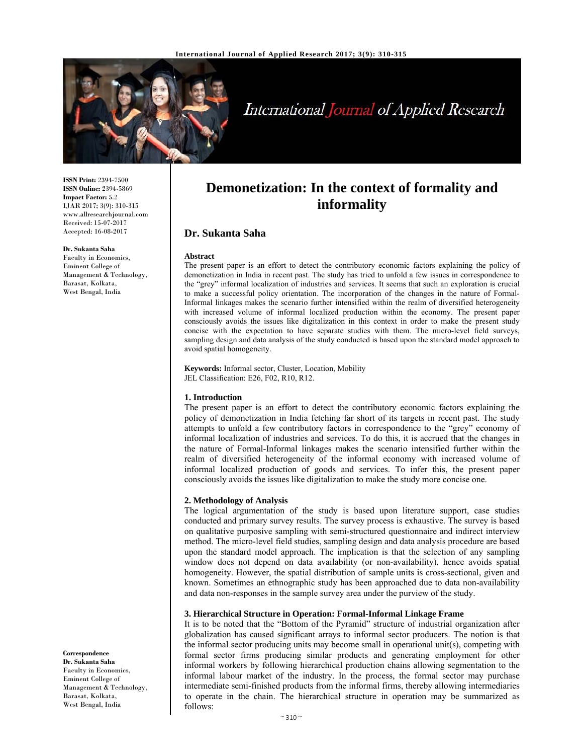# Demonetization: In the context of formality and informality

## Dr. Sukanta Saha

ISSN Print: 2394-7500
ISSN Online: 2394-5869
Impact Factor: 5.2
IJAR 2017; 3(9): 310-315
www.allresearchjournal.com
Received: 15-07-2017
Accepted: 16-08-2017

**Dr. Sukanta Saha**
Faculty in Economics, Eminent College of Management & Technology, Barasat, Kolkata, West Bengal, India

**Correspondence**
**Dr. Sukanta Saha**
Faculty in Economics, Eminent College of Management & Technology, Barasat, Kolkata, West Bengal, India

### Abstract

The present paper is an effort to detect the contributory economic factors explaining the policy of demonetization in India in recent past. The study has tried to unfold a few issues in correspondence to the "grey" informal localization of industries and services. It seems that such an exploration is crucial to make a successful policy orientation. The incorporation of the changes in the nature of Formal-Informal linkages makes the scenario further intensified within the realm of diversified heterogeneity with increased volume of informal localized production within the economy. The present paper consciously avoids the issues like digitalization in this context in order to make the present study concise with the expectation to have separate studies with them. The micro-level field surveys, sampling design and data analysis of the study conducted is based upon the standard model approach to avoid spatial homogeneity.

**Keywords:** Informal sector, Cluster, Location, Mobility
JEL Classification: E26, F02, R10, R12.

### 1. Introduction

The present paper is an effort to detect the contributory economic factors explaining the policy of demonetization in India fetching far short of its targets in recent past. The study attempts to unfold a few contributory factors in correspondence to the "grey" economy of informal localization of industries and services. To do this, it is accrued that the changes in the nature of Formal-Informal linkages makes the scenario intensified further within the realm of diversified heterogeneity of the informal economy with increased volume of informal localized production of goods and services. To infer this, the present paper consciously avoids the issues like digitalization to make the study more concise one.

### 2. Methodology of Analysis

The logical argumentation of the study is based upon literature support, case studies conducted and primary survey results. The survey process is exhaustive. The survey is based on qualitative purposive sampling with semi-structured questionnaire and indirect interview method. The micro-level field studies, sampling design and data analysis procedure are based upon the standard model approach. The implication is that the selection of any sampling window does not depend on data availability (or non-availability), hence avoids spatial homogeneity. However, the spatial distribution of sample units is cross-sectional, given and known. Sometimes an ethnographic study has been approached due to data non-availability and data non-responses in the sample survey area under the purview of the study.

### 3. Hierarchical Structure in Operation: Formal-Informal Linkage Frame

It is to be noted that the "Bottom of the Pyramid" structure of industrial organization after globalization has caused significant arrays to informal sector producers. The notion is that the informal sector producing units may become small in operational unit(s), competing with formal sector firms producing similar products and generating employment for other informal workers by following hierarchical production chains allowing segmentation to the informal labour market of the industry. In the process, the formal sector may purchase intermediate semi-finished products from the informal firms, thereby allowing intermediaries to operate in the chain. The hierarchical structure in operation may be summarized as follows: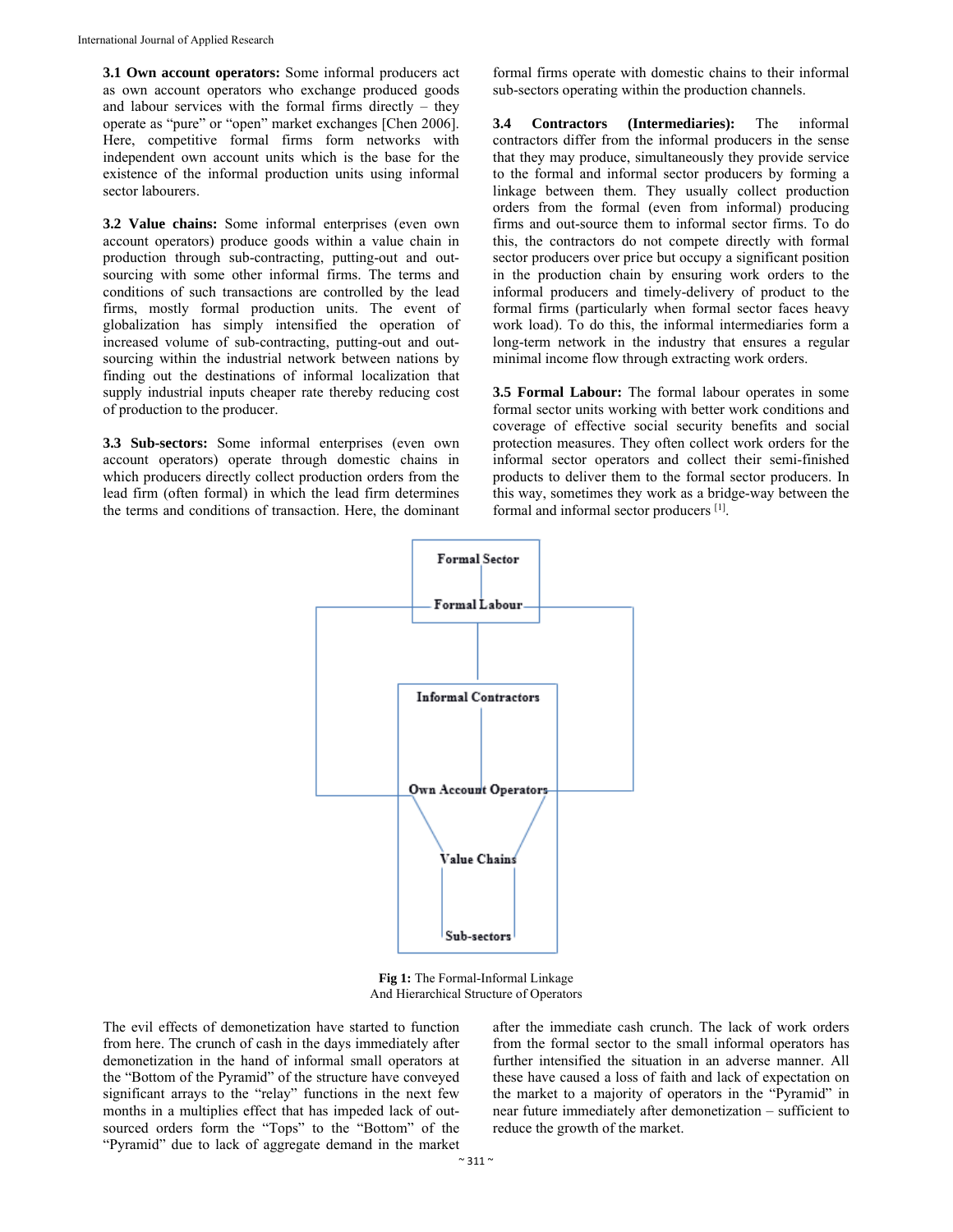**3.1 Own account operators:** Some informal producers act as own account operators who exchange produced goods and labour services with the formal firms directly – they operate as "pure" or "open" market exchanges [Chen 2006]. Here, competitive formal firms form networks with independent own account units which is the base for the existence of the informal production units using informal sector labourers.

**3.2 Value chains:** Some informal enterprises (even own account operators) produce goods within a value chain in production through sub-contracting, putting-out and out-sourcing with some other informal firms. The terms and conditions of such transactions are controlled by the lead firms, mostly formal production units. The event of globalization has simply intensified the operation of increased volume of sub-contracting, putting-out and out-sourcing within the industrial network between nations by finding out the destinations of informal localization that supply industrial inputs cheaper rate thereby reducing cost of production to the producer.

**3.3 Sub-sectors:** Some informal enterprises (even own account operators) operate through domestic chains in which producers directly collect production orders from the lead firm (often formal) in which the lead firm determines the terms and conditions of transaction. Here, the dominant formal firms operate with domestic chains to their informal sub-sectors operating within the production channels.

**3.4 Contractors (Intermediaries):** The informal contractors differ from the informal producers in the sense that they may produce, simultaneously they provide service to the formal and informal sector producers by forming a linkage between them. They usually collect production orders from the formal (even from informal) producing firms and out-source them to informal sector firms. To do this, the contractors do not compete directly with formal sector producers over price but occupy a significant position in the production chain by ensuring work orders to the informal producers and timely-delivery of product to the formal firms (particularly when formal sector faces heavy work load). To do this, the informal intermediaries form a long-term network in the industry that ensures a regular minimal income flow through extracting work orders.

**3.5 Formal Labour:** The formal labour operates in some formal sector units working with better work conditions and coverage of effective social security benefits and social protection measures. They often collect work orders for the informal sector operators and collect their semi-finished products to deliver them to the formal sector producers. In this way, sometimes they work as a bridge-way between the formal and informal sector producers [1].

**Fig 1:** The Formal-Informal Linkage And Hierarchical Structure of Operators

The evil effects of demonetization have started to function from here. The crunch of cash in the days immediately after demonetization in the hand of informal small operators at the "Bottom of the Pyramid" of the structure have conveyed significant arrays to the "relay" functions in the next few months in a multiplies effect that has impeded lack of out-sourced orders form the "Tops" to the "Bottom" of the "Pyramid" due to lack of aggregate demand in the market after the immediate cash crunch. The lack of work orders from the formal sector to the small informal operators has further intensified the situation in an adverse manner. All these have caused a loss of faith and lack of expectation on the market to a majority of operators in the "Pyramid" in near future immediately after demonetization – sufficient to reduce the growth of the market.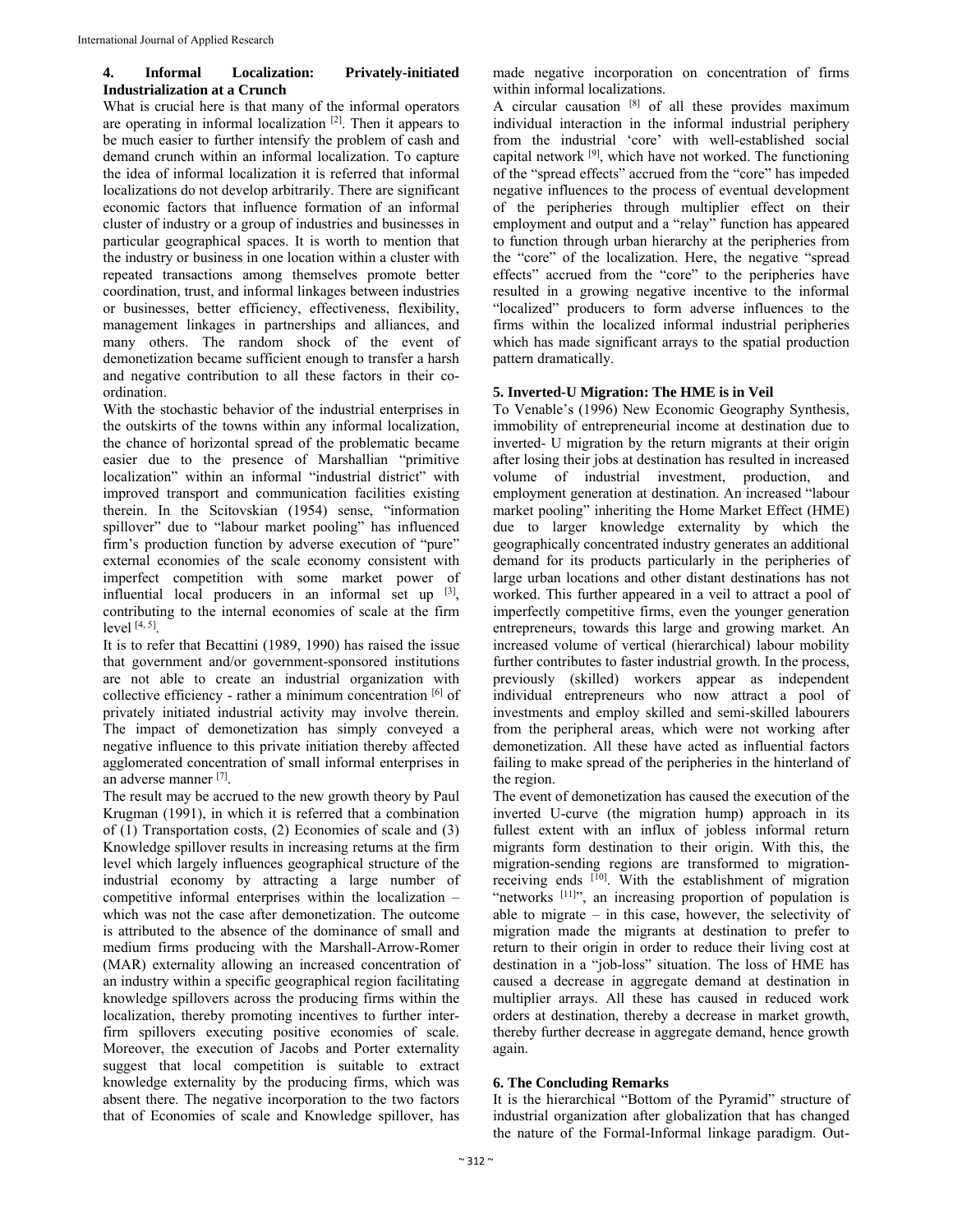## 4. Informal Localization: Privately-initiated Industrialization at a Crunch

What is crucial here is that many of the informal operators are operating in informal localization [2]. Then it appears to be much easier to further intensify the problem of cash and demand crunch within an informal localization. To capture the idea of informal localization it is referred that informal localizations do not develop arbitrarily. There are significant economic factors that influence formation of an informal cluster of industry or a group of industries and businesses in particular geographical spaces. It is worth to mention that the industry or business in one location within a cluster with repeated transactions among themselves promote better coordination, trust, and informal linkages between industries or businesses, better efficiency, effectiveness, flexibility, management linkages in partnerships and alliances, and many others. The random shock of the event of demonetization became sufficient enough to transfer a harsh and negative contribution to all these factors in their co-ordination.

With the stochastic behavior of the industrial enterprises in the outskirts of the towns within any informal localization, the chance of horizontal spread of the problematic became easier due to the presence of Marshallian "primitive localization" within an informal "industrial district" with improved transport and communication facilities existing therein. In the Scitovskian (1954) sense, "information spillover" due to "labour market pooling" has influenced firm's production function by adverse execution of "pure" external economies of the scale economy consistent with imperfect competition with some market power of influential local producers in an informal set up [3], contributing to the internal economies of scale at the firm level [4, 5].

It is to refer that Becattini (1989, 1990) has raised the issue that government and/or government-sponsored institutions are not able to create an industrial organization with collective efficiency - rather a minimum concentration [6] of privately initiated industrial activity may involve therein. The impact of demonetization has simply conveyed a negative influence to this private initiation thereby affected agglomerated concentration of small informal enterprises in an adverse manner [7].

The result may be accrued to the new growth theory by Paul Krugman (1991), in which it is referred that a combination of (1) Transportation costs, (2) Economies of scale and (3) Knowledge spillover results in increasing returns at the firm level which largely influences geographical structure of the industrial economy by attracting a large number of competitive informal enterprises within the localization – which was not the case after demonetization. The outcome is attributed to the absence of the dominance of small and medium firms producing with the Marshall-Arrow-Romer (MAR) externality allowing an increased concentration of an industry within a specific geographical region facilitating knowledge spillovers across the producing firms within the localization, thereby promoting incentives to further inter-firm spillovers executing positive economies of scale. Moreover, the execution of Jacobs and Porter externality suggest that local competition is suitable to extract knowledge externality by the producing firms, which was absent there. The negative incorporation to the two factors that of Economies of scale and Knowledge spillover, has made negative incorporation on concentration of firms within informal localizations.

A circular causation [8] of all these provides maximum individual interaction in the informal industrial periphery from the industrial 'core' with well-established social capital network [9], which have not worked. The functioning of the "spread effects" accrued from the "core" has impeded negative influences to the process of eventual development of the peripheries through multiplier effect on their employment and output and a "relay" function has appeared to function through urban hierarchy at the peripheries from the "core" of the localization. Here, the negative "spread effects" accrued from the "core" to the peripheries have resulted in a growing negative incentive to the informal "localized" producers to form adverse influences to the firms within the localized informal industrial peripheries which has made significant arrays to the spatial production pattern dramatically.

## 5. Inverted-U Migration: The HME is in Veil

To Venable's (1996) New Economic Geography Synthesis, immobility of entrepreneurial income at destination due to inverted- U migration by the return migrants at their origin after losing their jobs at destination has resulted in increased volume of industrial investment, production, and employment generation at destination. An increased "labour market pooling" inheriting the Home Market Effect (HME) due to larger knowledge externality by which the geographically concentrated industry generates an additional demand for its products particularly in the peripheries of large urban locations and other distant destinations has not worked. This further appeared in a veil to attract a pool of imperfectly competitive firms, even the younger generation entrepreneurs, towards this large and growing market. An increased volume of vertical (hierarchical) labour mobility further contributes to faster industrial growth. In the process, previously (skilled) workers appear as independent individual entrepreneurs who now attract a pool of investments and employ skilled and semi-skilled labourers from the peripheral areas, which were not working after demonetization. All these have acted as influential factors failing to make spread of the peripheries in the hinterland of the region.

The event of demonetization has caused the execution of the inverted U-curve (the migration hump) approach in its fullest extent with an influx of jobless informal return migrants form destination to their origin. With this, the migration-sending regions are transformed to migration-receiving ends [10]. With the establishment of migration "networks [11]", an increasing proportion of population is able to migrate – in this case, however, the selectivity of migration made the migrants at destination to prefer to return to their origin in order to reduce their living cost at destination in a "job-loss" situation. The loss of HME has caused a decrease in aggregate demand at destination in multiplier arrays. All these has caused in reduced work orders at destination, thereby a decrease in market growth, thereby further decrease in aggregate demand, hence growth again.

## 6. The Concluding Remarks

It is the hierarchical "Bottom of the Pyramid" structure of industrial organization after globalization that has changed the nature of the Formal-Informal linkage paradigm. Out-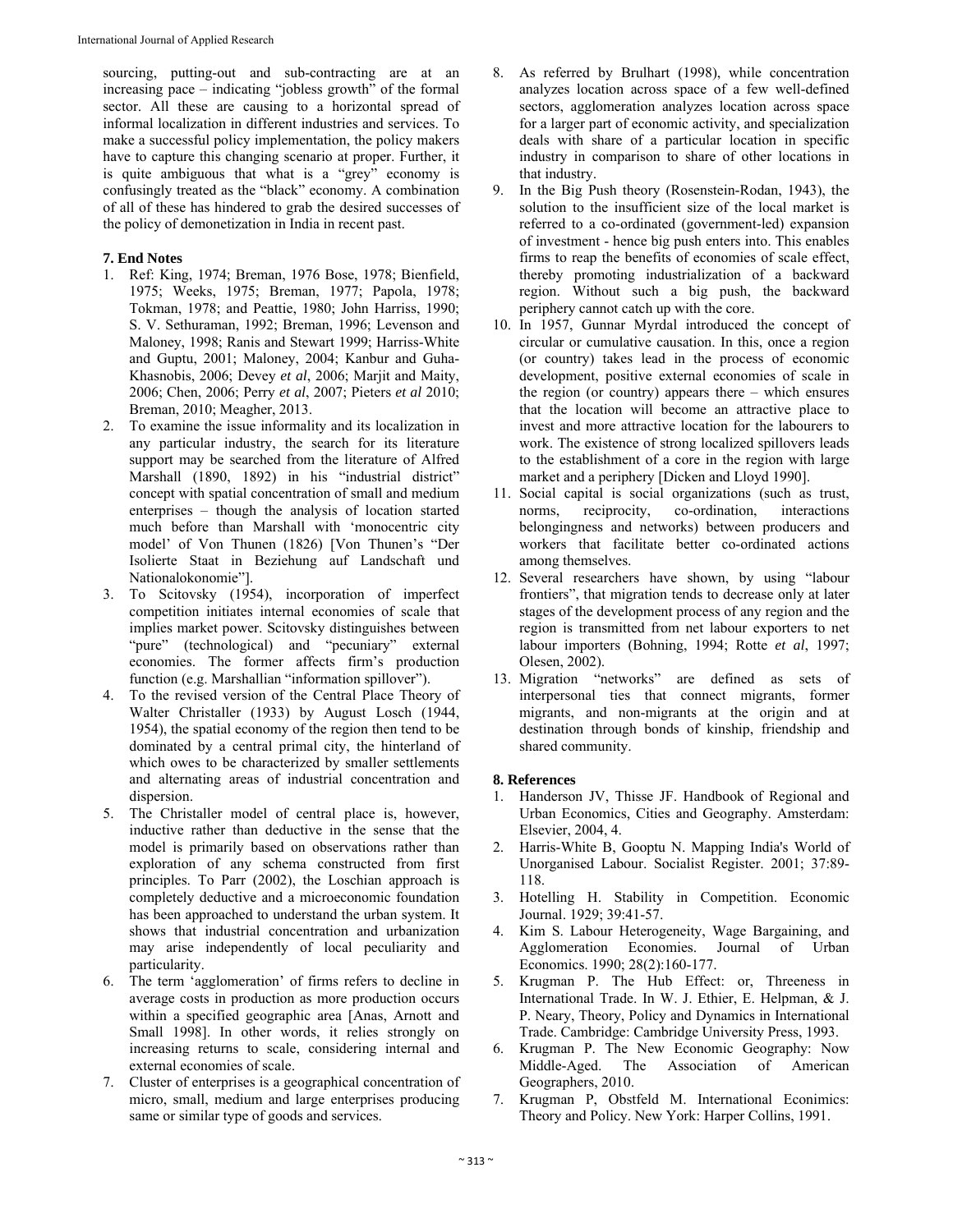sourcing, putting-out and sub-contracting are at an increasing pace – indicating "jobless growth" of the formal sector. All these are causing to a horizontal spread of informal localization in different industries and services. To make a successful policy implementation, the policy makers have to capture this changing scenario at proper. Further, it is quite ambiguous that what is a "grey" economy is confusingly treated as the "black" economy. A combination of all of these has hindered to grab the desired successes of the policy of demonetization in India in recent past.

## 7. End Notes

1. Ref: King, 1974; Breman, 1976 Bose, 1978; Bienfield, 1975; Weeks, 1975; Breman, 1977; Papola, 1978; Tokman, 1978; and Peattie, 1980; John Harriss, 1990; S. V. Sethuraman, 1992; Breman, 1996; Levenson and Maloney, 1998; Ranis and Stewart 1999; Harriss-White and Guptu, 2001; Maloney, 2004; Kanbur and Guha-Khasnobis, 2006; Devey *et al*, 2006; Marjit and Maity, 2006; Chen, 2006; Perry *et al*, 2007; Pieters *et al* 2010; Breman, 2010; Meagher, 2013.
2. To examine the issue informality and its localization in any particular industry, the search for its literature support may be searched from the literature of Alfred Marshall (1890, 1892) in his "industrial district" concept with spatial concentration of small and medium enterprises – though the analysis of location started much before than Marshall with 'monocentric city model' of Von Thunen (1826) [Von Thunen's "Der Isolierte Staat in Beziehung auf Landschaft und Nationalokonomie"].
3. To Scitovsky (1954), incorporation of imperfect competition initiates internal economies of scale that implies market power. Scitovsky distinguishes between "pure" (technological) and "pecuniary" external economies. The former affects firm's production function (e.g. Marshallian "information spillover").
4. To the revised version of the Central Place Theory of Walter Christaller (1933) by August Losch (1944, 1954), the spatial economy of the region then tend to be dominated by a central primal city, the hinterland of which owes to be characterized by smaller settlements and alternating areas of industrial concentration and dispersion.
5. The Christaller model of central place is, however, inductive rather than deductive in the sense that the model is primarily based on observations rather than exploration of any schema constructed from first principles. To Parr (2002), the Loschian approach is completely deductive and a microeconomic foundation has been approached to understand the urban system. It shows that industrial concentration and urbanization may arise independently of local peculiarity and particularity.
6. The term 'agglomeration' of firms refers to decline in average costs in production as more production occurs within a specified geographic area [Anas, Arnott and Small 1998]. In other words, it relies strongly on increasing returns to scale, considering internal and external economies of scale.
7. Cluster of enterprises is a geographical concentration of micro, small, medium and large enterprises producing same or similar type of goods and services.
8. As referred by Brulhart (1998), while concentration analyzes location across space of a few well-defined sectors, agglomeration analyzes location across space for a larger part of economic activity, and specialization deals with share of a particular location in specific industry in comparison to share of other locations in that industry.
9. In the Big Push theory (Rosenstein-Rodan, 1943), the solution to the insufficient size of the local market is referred to a co-ordinated (government-led) expansion of investment - hence big push enters into. This enables firms to reap the benefits of economies of scale effect, thereby promoting industrialization of a backward region. Without such a big push, the backward periphery cannot catch up with the core.
10. In 1957, Gunnar Myrdal introduced the concept of circular or cumulative causation. In this, once a region (or country) takes lead in the process of economic development, positive external economies of scale in the region (or country) appears there – which ensures that the location will become an attractive place to invest and more attractive location for the labourers to work. The existence of strong localized spillovers leads to the establishment of a core in the region with large market and a periphery [Dicken and Lloyd 1990].
11. Social capital is social organizations (such as trust, norms, reciprocity, co-ordination, interactions belongingness and networks) between producers and workers that facilitate better co-ordinated actions among themselves.
12. Several researchers have shown, by using "labour frontiers", that migration tends to decrease only at later stages of the development process of any region and the region is transmitted from net labour exporters to net labour importers (Bohning, 1994; Rotte *et al*, 1997; Olesen, 2002).
13. Migration "networks" are defined as sets of interpersonal ties that connect migrants, former migrants, and non-migrants at the origin and at destination through bonds of kinship, friendship and shared community.

## 8. References

1. Handerson JV, Thisse JF. Handbook of Regional and Urban Economics, Cities and Geography. Amsterdam: Elsevier, 2004, 4.
2. Harris-White B, Gooptu N. Mapping India's World of Unorganised Labour. Socialist Register. 2001; 37:89-118.
3. Hotelling H. Stability in Competition. Economic Journal. 1929; 39:41-57.
4. Kim S. Labour Heterogeneity, Wage Bargaining, and Agglomeration Economies. Journal of Urban Economics. 1990; 28(2):160-177.
5. Krugman P. The Hub Effect: or, Threeness in International Trade. In W. J. Ethier, E. Helpman, & J. P. Neary, Theory, Policy and Dynamics in International Trade. Cambridge: Cambridge University Press, 1993.
6. Krugman P. The New Economic Geography: Now Middle-Aged. The Association of American Geographers, 2010.
7. Krugman P, Obstfeld M. International Econimics: Theory and Policy. New York: Harper Collins, 1991.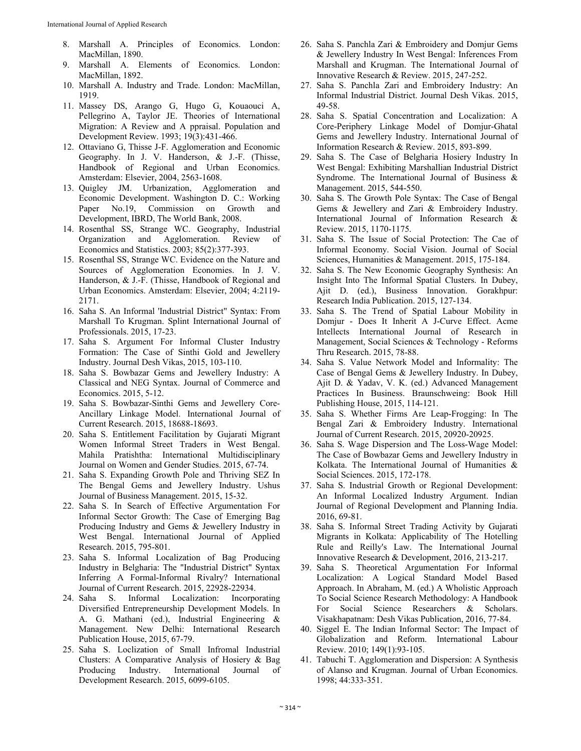8. Marshall A. Principles of Economics. London: MacMillan, 1890.
9. Marshall A. Elements of Economics. London: MacMillan, 1892.
10. Marshall A. Industry and Trade. London: MacMillan, 1919.
11. Massey DS, Arango G, Hugo G, Kouaouci A, Pellegrino A, Taylor JE. Theories of International Migration: A Review and A ppraisal. Population and Development Review. 1993; 19(3):431-466.
12. Ottaviano G, Thisse J-F. Agglomeration and Economic Geography. In J. V. Handerson, & J.-F. (Thisse, Handbook of Regional and Urban Economics. Amsterdam: Elsevier, 2004, 2563-1608.
13. Quigley JM. Urbanization, Agglomeration and Economic Development. Washington D. C.: Working Paper No.19, Commission on Growth and Development, IBRD, The World Bank, 2008.
14. Rosenthal SS, Strange WC. Geography, Industrial Organization and Agglomeration. Review of Economics and Statistics. 2003; 85(2):377-393.
15. Rosenthal SS, Strange WC. Evidence on the Nature and Sources of Agglomeration Economies. In J. V. Handerson, & J.-F. (Thisse, Handbook of Regional and Urban Economics. Amsterdam: Elsevier, 2004; 4:2119-2171.
16. Saha S. An Informal 'Industrial District" Syntax: From Marshall To Krugman. Splint International Journal of Professionals. 2015, 17-23.
17. Saha S. Argument For Informal Cluster Industry Formation: The Case of Sinthi Gold and Jewellery Industry. Journal Desh Vikas, 2015, 103-110.
18. Saha S. Bowbazar Gems and Jewellery Industry: A Classical and NEG Syntax. Journal of Commerce and Economics. 2015, 5-12.
19. Saha S. Bowbazar-Sinthi Gems and Jewellery Core-Ancillary Linkage Model. International Journal of Current Research. 2015, 18688-18693.
20. Saha S. Entitlement Facilitation by Gujarati Migrant Women Informal Street Traders in West Bengal. Mahila Pratishtha: International Multidisciplinary Journal on Women and Gender Studies. 2015, 67-74.
21. Saha S. Expanding Growth Pole and Thriving SEZ In The Bengal Gems and Jewellery Industry. Ushus Journal of Business Management. 2015, 15-32.
22. Saha S. In Search of Effective Argumentation For Informal Sector Growth: The Case of Emerging Bag Producing Industry and Gems & Jewellery Industry in West Bengal. International Journal of Applied Research. 2015, 795-801.
23. Saha S. Informal Localization of Bag Producing Industry in Belgharia: The "Industrial District" Syntax Inferring A Formal-Informal Rivalry? International Journal of Current Research. 2015, 22928-22934.
24. Saha S. Informal Localization: Incorporating Diversified Entrepreneurship Development Models. In A. G. Mathani (ed.), Industrial Engineering & Management. New Delhi: International Research Publication House, 2015, 67-79.
25. Saha S. Loclization of Small Infromal Industrial Clusters: A Comparative Analysis of Hosiery & Bag Producing Industry. International Journal of Development Research. 2015, 6099-6105.
26. Saha S. Panchla Zari & Embroidery and Domjur Gems & Jewellery Industry In West Bengal: Inferences From Marshall and Krugman. The International Journal of Innovative Research & Review. 2015, 247-252.
27. Saha S. Panchla Zari and Embroidery Industry: An Informal Industrial District. Journal Desh Vikas. 2015, 49-58.
28. Saha S. Spatial Concentration and Localization: A Core-Periphery Linkage Model of Domjur-Ghatal Gems and Jewellery Industry. International Journal of Information Research & Review. 2015, 893-899.
29. Saha S. The Case of Belgharia Hosiery Industry In West Bengal: Exhibiting Marshallian Industrial District Syndrome. The International Journal of Business & Management. 2015, 544-550.
30. Saha S. The Growth Pole Syntax: The Case of Bengal Gems & Jewellery and Zari & Embroidery Industry. International Journal of Information Research & Review. 2015, 1170-1175.
31. Saha S. The Issue of Social Protection: The Cae of Informal Economy. Social Vision. Journal of Social Sciences, Humanities & Management. 2015, 175-184.
32. Saha S. The New Economic Geography Synthesis: An Insight Into The Informal Spatial Clusters. In Dubey, Ajit D. (ed.), Business Innovation. Gorakhpur: Research India Publication. 2015, 127-134.
33. Saha S. The Trend of Spatial Labour Mobility in Domjur - Does It Inherit A J-Curve Effect. Acme Intellects International Journal of Research in Management, Social Sciences & Technology - Reforms Thru Research. 2015, 78-88.
34. Saha S. Value Network Model and Informality: The Case of Bengal Gems & Jewellery Industry. In Dubey, Ajit D. & Yadav, V. K. (ed.) Advanced Management Practices In Business. Braunschweing: Book Hill Publishing House, 2015, 114-121.
35. Saha S. Whether Firms Are Leap-Frogging: In The Bengal Zari & Embroidery Industry. International Journal of Current Research. 2015, 20920-20925.
36. Saha S. Wage Dispersion and The Loss-Wage Model: The Case of Bowbazar Gems and Jewellery Industry in Kolkata. The International Journal of Humanities & Social Sciences. 2015, 172-178.
37. Saha S. Industrial Growth or Regional Development: An Informal Localized Industry Argument. Indian Journal of Regional Development and Planning India. 2016, 69-81.
38. Saha S. Informal Street Trading Activity by Gujarati Migrants in Kolkata: Applicability of The Hotelling Rule and Reilly's Law. The International Journal Innovative Research & Development, 2016, 213-217.
39. Saha S. Theoretical Argumentation For Informal Localization: A Logical Standard Model Based Approach. In Abraham, M. (ed.) A Wholistic Approach To Social Science Research Methodology: A Handbook For Social Science Researchers & Scholars. Visakhapatnam: Desh Vikas Publication, 2016, 77-84.
40. Siggel E. The Indian Informal Sector: The Impact of Globalization and Reform. International Labour Review. 2010; 149(1):93-105.
41. Tabuchi T. Agglomeration and Dispersion: A Synthesis of Alanso and Krugman. Journal of Urban Economics. 1998; 44:333-351.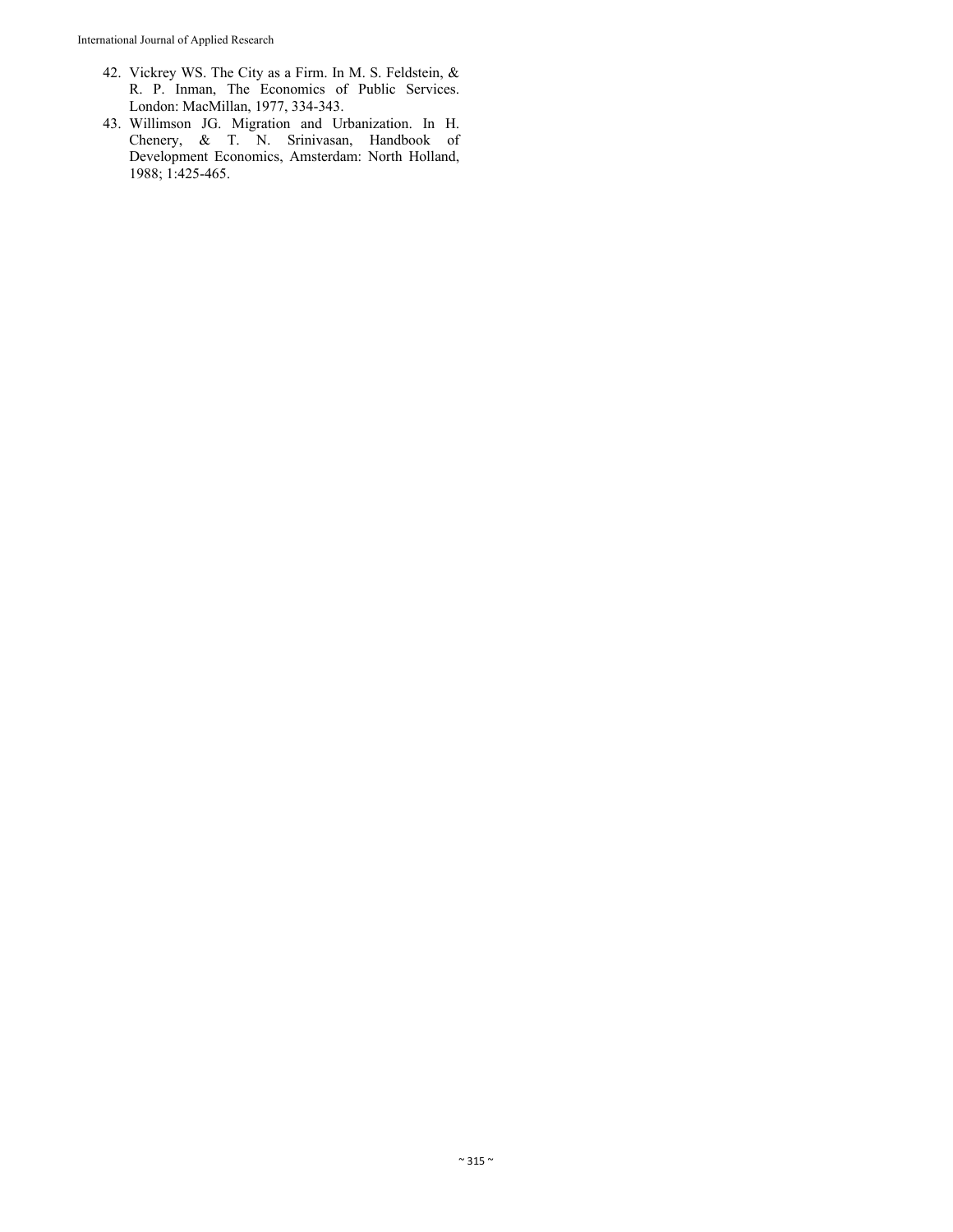42. Vickrey WS. The City as a Firm. In M. S. Feldstein, & R. P. Inman, The Economics of Public Services. London: MacMillan, 1977, 334-343.
43. Willimson JG. Migration and Urbanization. In H. Chenery, & T. N. Srinivasan, Handbook of Development Economics, Amsterdam: North Holland, 1988; 1:425-465.